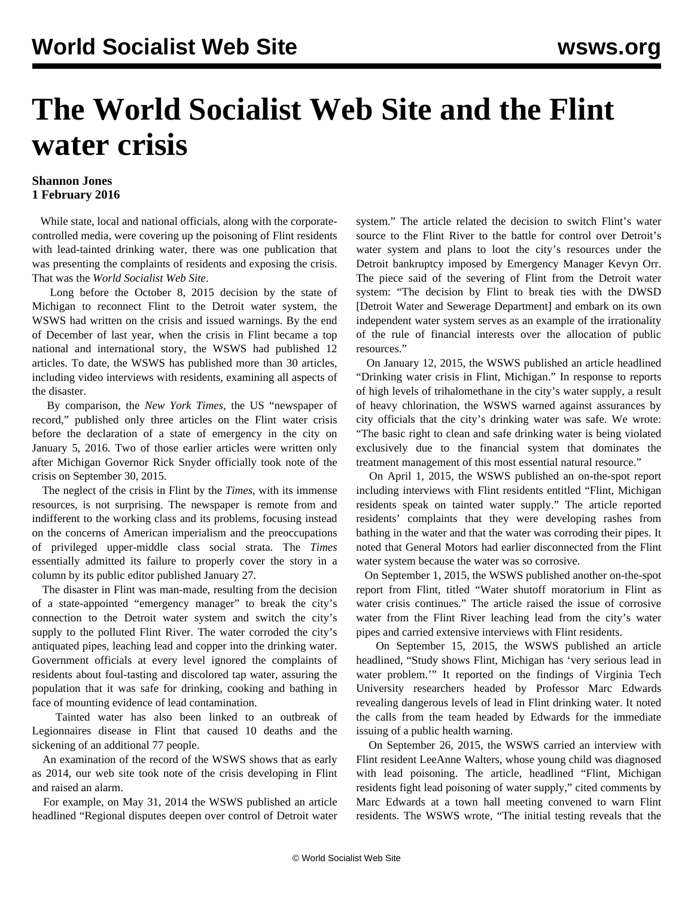# The World Socialist Web Site and the Flint water crisis

**Shannon Jones**
**1 February 2016**

While state, local and national officials, along with the corporate-controlled media, were covering up the poisoning of Flint residents with lead-tainted drinking water, there was one publication that was presenting the complaints of residents and exposing the crisis. That was the *World Socialist Web Site*.

Long before the October 8, 2015 decision by the state of Michigan to reconnect Flint to the Detroit water system, the WSWS had written on the crisis and issued warnings. By the end of December of last year, when the crisis in Flint became a top national and international story, the WSWS had published 12 articles. To date, the WSWS has published more than 30 articles, including video interviews with residents, examining all aspects of the disaster.

By comparison, the *New York Times,* the US "newspaper of record," published only three articles on the Flint water crisis before the declaration of a state of emergency in the city on January 5, 2016. Two of those earlier articles were written only after Michigan Governor Rick Snyder officially took note of the crisis on September 30, 2015.

The neglect of the crisis in Flint by the *Times*, with its immense resources, is not surprising. The newspaper is remote from and indifferent to the working class and its problems, focusing instead on the concerns of American imperialism and the preoccupations of privileged upper-middle class social strata. The *Times* essentially admitted its failure to properly cover the story in a column by its public editor published January 27.

The disaster in Flint was man-made, resulting from the decision of a state-appointed "emergency manager" to break the city's connection to the Detroit water system and switch the city's supply to the polluted Flint River. The water corroded the city's antiquated pipes, leaching lead and copper into the drinking water. Government officials at every level ignored the complaints of residents about foul-tasting and discolored tap water, assuring the population that it was safe for drinking, cooking and bathing in face of mounting evidence of lead contamination.

Tainted water has also been linked to an outbreak of Legionnaires disease in Flint that caused 10 deaths and the sickening of an additional 77 people.

An examination of the record of the WSWS shows that as early as 2014, our web site took note of the crisis developing in Flint and raised an alarm.

For example, on May 31, 2014 the WSWS published an article headlined "Regional disputes deepen over control of Detroit water system." The article related the decision to switch Flint's water source to the Flint River to the battle for control over Detroit's water system and plans to loot the city's resources under the Detroit bankruptcy imposed by Emergency Manager Kevyn Orr. The piece said of the severing of Flint from the Detroit water system: "The decision by Flint to break ties with the DWSD [Detroit Water and Sewerage Department] and embark on its own independent water system serves as an example of the irrationality of the rule of financial interests over the allocation of public resources."

On January 12, 2015, the WSWS published an article headlined "Drinking water crisis in Flint, Michigan." In response to reports of high levels of trihalomethane in the city's water supply, a result of heavy chlorination, the WSWS warned against assurances by city officials that the city's drinking water was safe. We wrote: "The basic right to clean and safe drinking water is being violated exclusively due to the financial system that dominates the treatment management of this most essential natural resource."

On April 1, 2015, the WSWS published an on-the-spot report including interviews with Flint residents entitled "Flint, Michigan residents speak on tainted water supply." The article reported residents' complaints that they were developing rashes from bathing in the water and that the water was corroding their pipes. It noted that General Motors had earlier disconnected from the Flint water system because the water was so corrosive.

On September 1, 2015, the WSWS published another on-the-spot report from Flint, titled "Water shutoff moratorium in Flint as water crisis continues." The article raised the issue of corrosive water from the Flint River leaching lead from the city's water pipes and carried extensive interviews with Flint residents.

On September 15, 2015, the WSWS published an article headlined, "Study shows Flint, Michigan has 'very serious lead in water problem.'" It reported on the findings of Virginia Tech University researchers headed by Professor Marc Edwards revealing dangerous levels of lead in Flint drinking water. It noted the calls from the team headed by Edwards for the immediate issuing of a public health warning.

On September 26, 2015, the WSWS carried an interview with Flint resident LeeAnne Walters, whose young child was diagnosed with lead poisoning. The article, headlined "Flint, Michigan residents fight lead poisoning of water supply," cited comments by Marc Edwards at a town hall meeting convened to warn Flint residents. The WSWS wrote, "The initial testing reveals that the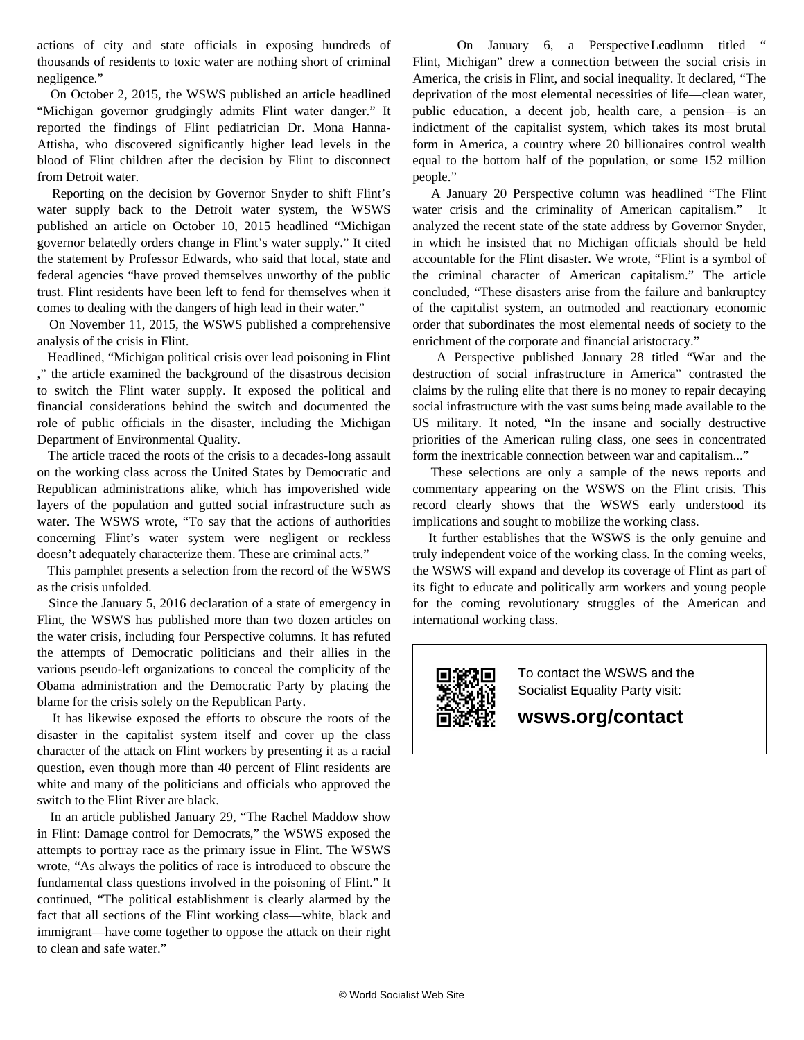actions of city and state officials in exposing hundreds of thousands of residents to toxic water are nothing short of criminal negligence."

On October 2, 2015, the WSWS published an article headlined "Michigan governor grudgingly admits Flint water danger." It reported the findings of Flint pediatrician Dr. Mona Hanna-Attisha, who discovered significantly higher lead levels in the blood of Flint children after the decision by Flint to disconnect from Detroit water.

Reporting on the decision by Governor Snyder to shift Flint's water supply back to the Detroit water system, the WSWS published an article on October 10, 2015 headlined "Michigan governor belatedly orders change in Flint's water supply." It cited the statement by Professor Edwards, who said that local, state and federal agencies "have proved themselves unworthy of the public trust. Flint residents have been left to fend for themselves when it comes to dealing with the dangers of high lead in their water."

On November 11, 2015, the WSWS published a comprehensive analysis of the crisis in Flint.

Headlined, "Michigan political crisis over lead poisoning in Flint ," the article examined the background of the disastrous decision to switch the Flint water supply. It exposed the political and financial considerations behind the switch and documented the role of public officials in the disaster, including the Michigan Department of Environmental Quality.

The article traced the roots of the crisis to a decades-long assault on the working class across the United States by Democratic and Republican administrations alike, which has impoverished wide layers of the population and gutted social infrastructure such as water. The WSWS wrote, "To say that the actions of authorities concerning Flint's water system were negligent or reckless doesn't adequately characterize them. These are criminal acts."

This pamphlet presents a selection from the record of the WSWS as the crisis unfolded.

Since the January 5, 2016 declaration of a state of emergency in Flint, the WSWS has published more than two dozen articles on the water crisis, including four Perspective columns. It has refuted the attempts of Democratic politicians and their allies in the various pseudo-left organizations to conceal the complicity of the Obama administration and the Democratic Party by placing the blame for the crisis solely on the Republican Party.

It has likewise exposed the efforts to obscure the roots of the disaster in the capitalist system itself and cover up the class character of the attack on Flint workers by presenting it as a racial question, even though more than 40 percent of Flint residents are white and many of the politicians and officials who approved the switch to the Flint River are black.

In an article published January 29, "The Rachel Maddow show in Flint: Damage control for Democrats," the WSWS exposed the attempts to portray race as the primary issue in Flint. The WSWS wrote, "As always the politics of race is introduced to obscure the fundamental class questions involved in the poisoning of Flint." It continued, "The political establishment is clearly alarmed by the fact that all sections of the Flint working class—white, black and immigrant—have come together to oppose the attack on their right to clean and safe water."

On January 6, a Perspective column titled "Lead Flint, Michigan" drew a connection between the social crisis in America, the crisis in Flint, and social inequality. It declared, "The deprivation of the most elemental necessities of life—clean water, public education, a decent job, health care, a pension—is an indictment of the capitalist system, which takes its most brutal form in America, a country where 20 billionaires control wealth equal to the bottom half of the population, or some 152 million people."

A January 20 Perspective column was headlined "The Flint water crisis and the criminality of American capitalism." It analyzed the recent state of the state address by Governor Snyder, in which he insisted that no Michigan officials should be held accountable for the Flint disaster. We wrote, "Flint is a symbol of the criminal character of American capitalism." The article concluded, "These disasters arise from the failure and bankruptcy of the capitalist system, an outmoded and reactionary economic order that subordinates the most elemental needs of society to the enrichment of the corporate and financial aristocracy."

A Perspective published January 28 titled "War and the destruction of social infrastructure in America" contrasted the claims by the ruling elite that there is no money to repair decaying social infrastructure with the vast sums being made available to the US military. It noted, "In the insane and socially destructive priorities of the American ruling class, one sees in concentrated form the inextricable connection between war and capitalism..."

These selections are only a sample of the news reports and commentary appearing on the WSWS on the Flint crisis. This record clearly shows that the WSWS early understood its implications and sought to mobilize the working class.

It further establishes that the WSWS is the only genuine and truly independent voice of the working class. In the coming weeks, the WSWS will expand and develop its coverage of Flint as part of its fight to educate and politically arm workers and young people for the coming revolutionary struggles of the American and international working class.

To contact the WSWS and the Socialist Equality Party visit:

**wsws.org/contact**